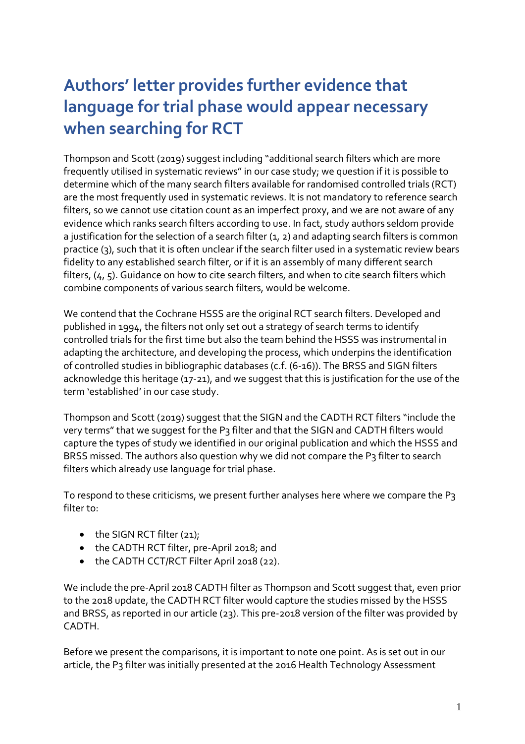# Authors' letter provides further evidence that language for trial phase would appear necessary when searching for RCT

Thompson and Scott (2019) suggest including "additional search filters which are more frequently utilised in systematic reviews" in our case study; we question if it is possible to determine which of the many search filters available for randomised controlled trials (RCT) are the most frequently used in systematic reviews. It is not mandatory to reference search filters, so we cannot use citation count as an imperfect proxy, and we are not aware of any evidence which ranks search filters according to use. In fact, study authors seldom provide a justification for the selection of a search filter (1, 2) and adapting search filters is common practice (3), such that it is often unclear if the search filter used in a systematic review bears fidelity to any established search filter, or if it is an assembly of many different search filters, (4, 5). Guidance on how to cite search filters, and when to cite search filters which combine components of various search filters, would be welcome.

We contend that the Cochrane HSSS are the original RCT search filters. Developed and published in 1994, the filters not only set out a strategy of search terms to identify controlled trials for the first time but also the team behind the HSSS was instrumental in adapting the architecture, and developing the process, which underpins the identification of controlled studies in bibliographic databases (c.f. (6-16)). The BRSS and SIGN filters acknowledge this heritage (17-21), and we suggest that this is justification for the use of the term 'established' in our case study.

Thompson and Scott (2019) suggest that the SIGN and the CADTH RCT filters "include the very terms" that we suggest for the P3 filter and that the SIGN and CADTH filters would capture the types of study we identified in our original publication and which the HSSS and BRSS missed. The authors also question why we did not compare the P3 filter to search filters which already use language for trial phase.

To respond to these criticisms, we present further analyses here where we compare the P3 filter to:

- the SIGN RCT filter (21);
- the CADTH RCT filter, pre-April 2018; and
- the CADTH CCT/RCT Filter April 2018 (22).

We include the pre-April 2018 CADTH filter as Thompson and Scott suggest that, even prior to the 2018 update, the CADTH RCT filter would capture the studies missed by the HSSS and BRSS, as reported in our article (23). This pre-2018 version of the filter was provided by CADTH.

Before we present the comparisons, it is important to note one point. As is set out in our article, the P3 filter was initially presented at the 2016 Health Technology Assessment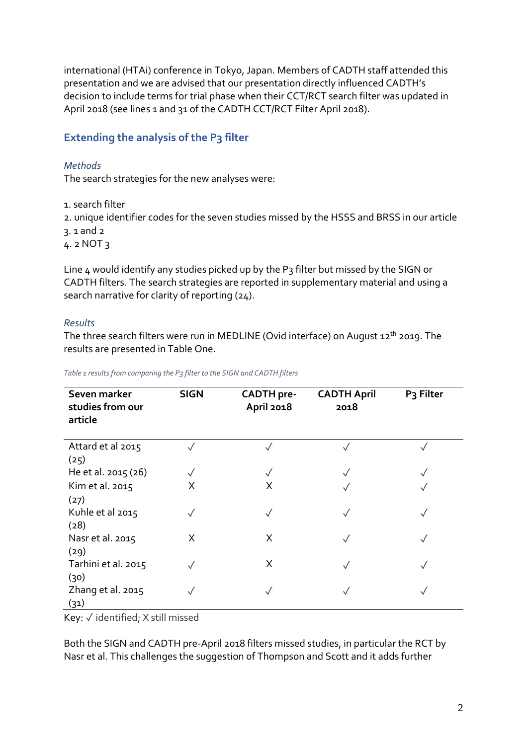international (HTAi) conference in Tokyo, Japan. Members of CADTH staff attended this presentation and we are advised that our presentation directly influenced CADTH's decision to include terms for trial phase when their CCT/RCT search filter was updated in April 2018 (see lines 1 and 31 of the CADTH CCT/RCT Filter April 2018).

## Extending the analysis of the P3 filter

### *Methods*

The search strategies for the new analyses were:

1. search filter
2. unique identifier codes for the seven studies missed by the HSSS and BRSS in our article
3. 1 and 2
4. 2 NOT 3

Line 4 would identify any studies picked up by the P3 filter but missed by the SIGN or CADTH filters. The search strategies are reported in supplementary material and using a search narrative for clarity of reporting (24).

### *Results*

The three search filters were run in MEDLINE (Ovid interface) on August 12th 2019. The results are presented in Table One.

*Table 1 results from comparing the P3 filter to the SIGN and CADTH filters*

| Seven marker studies from our article | SIGN | CADTH pre-April 2018 | CADTH April 2018 | P3 Filter |
|---|---|---|---|---|
| Attard et al 2015 (25) | ✓ | ✓ | ✓ | ✓ |
| He et al. 2015 (26) | ✓ | ✓ | ✓ | ✓ |
| Kim et al. 2015 (27) | X | X | ✓ | ✓ |
| Kuhle et al 2015 (28) | ✓ | ✓ | ✓ | ✓ |
| Nasr et al. 2015 (29) | X | X | ✓ | ✓ |
| Tarhini et al. 2015 (30) | ✓ | X | ✓ | ✓ |
| Zhang et al. 2015 (31) | ✓ | ✓ | ✓ | ✓ |

Key: ✓ identified; X still missed

Both the SIGN and CADTH pre-April 2018 filters missed studies, in particular the RCT by Nasr et al. This challenges the suggestion of Thompson and Scott and it adds further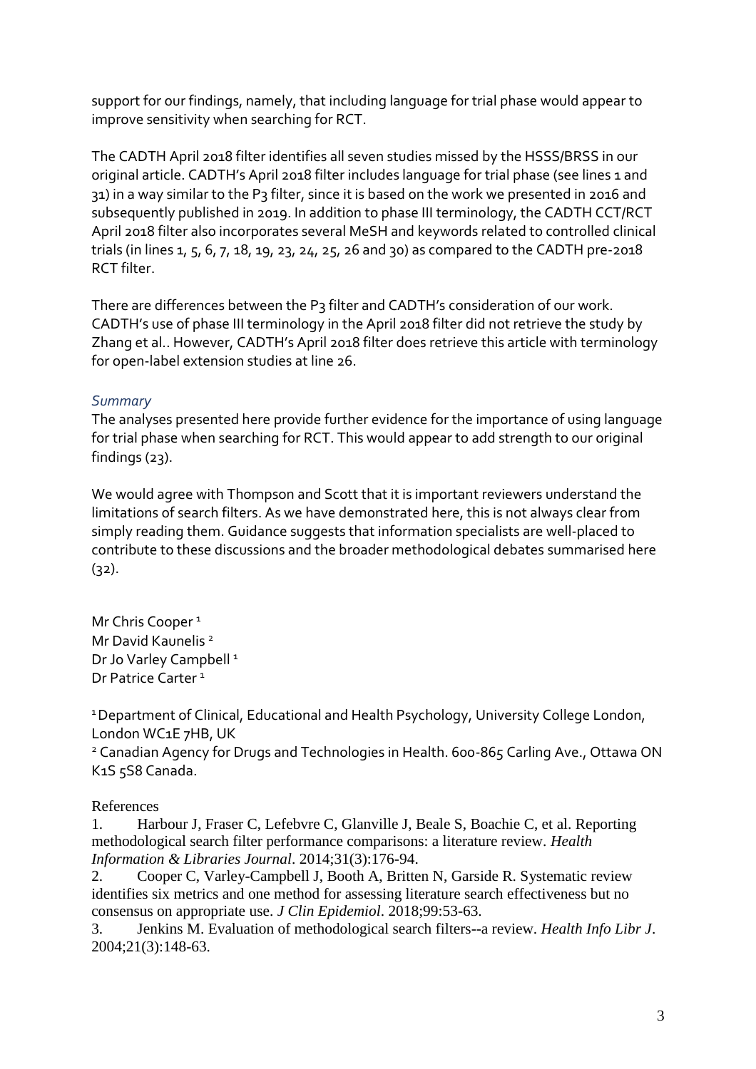support for our findings, namely, that including language for trial phase would appear to improve sensitivity when searching for RCT.

The CADTH April 2018 filter identifies all seven studies missed by the HSSS/BRSS in our original article. CADTH's April 2018 filter includes language for trial phase (see lines 1 and 31) in a way similar to the P3 filter, since it is based on the work we presented in 2016 and subsequently published in 2019. In addition to phase III terminology, the CADTH CCT/RCT April 2018 filter also incorporates several MeSH and keywords related to controlled clinical trials (in lines 1, 5, 6, 7, 18, 19, 23, 24, 25, 26 and 30) as compared to the CADTH pre-2018 RCT filter.

There are differences between the P3 filter and CADTH's consideration of our work. CADTH's use of phase III terminology in the April 2018 filter did not retrieve the study by Zhang et al.. However, CADTH's April 2018 filter does retrieve this article with terminology for open-label extension studies at line 26.

### *Summary*

The analyses presented here provide further evidence for the importance of using language for trial phase when searching for RCT. This would appear to add strength to our original findings (23).

We would agree with Thompson and Scott that it is important reviewers understand the limitations of search filters. As we have demonstrated here, this is not always clear from simply reading them. Guidance suggests that information specialists are well-placed to contribute to these discussions and the broader methodological debates summarised here (32).

Mr Chris Cooper [1]
Mr David Kaunelis [2]
Dr Jo Varley Campbell [1]
Dr Patrice Carter [1]

[1] Department of Clinical, Educational and Health Psychology, University College London, London WC1E 7HB, UK
[2] Canadian Agency for Drugs and Technologies in Health. 600-865 Carling Ave., Ottawa ON K1S 5S8 Canada.

References

1. Harbour J, Fraser C, Lefebvre C, Glanville J, Beale S, Boachie C, et al. Reporting methodological search filter performance comparisons: a literature review. *Health Information & Libraries Journal*. 2014;31(3):176-94.
2. Cooper C, Varley-Campbell J, Booth A, Britten N, Garside R. Systematic review identifies six metrics and one method for assessing literature search effectiveness but no consensus on appropriate use. *J Clin Epidemiol*. 2018;99:53-63.
3. Jenkins M. Evaluation of methodological search filters--a review. *Health Info Libr J*. 2004;21(3):148-63.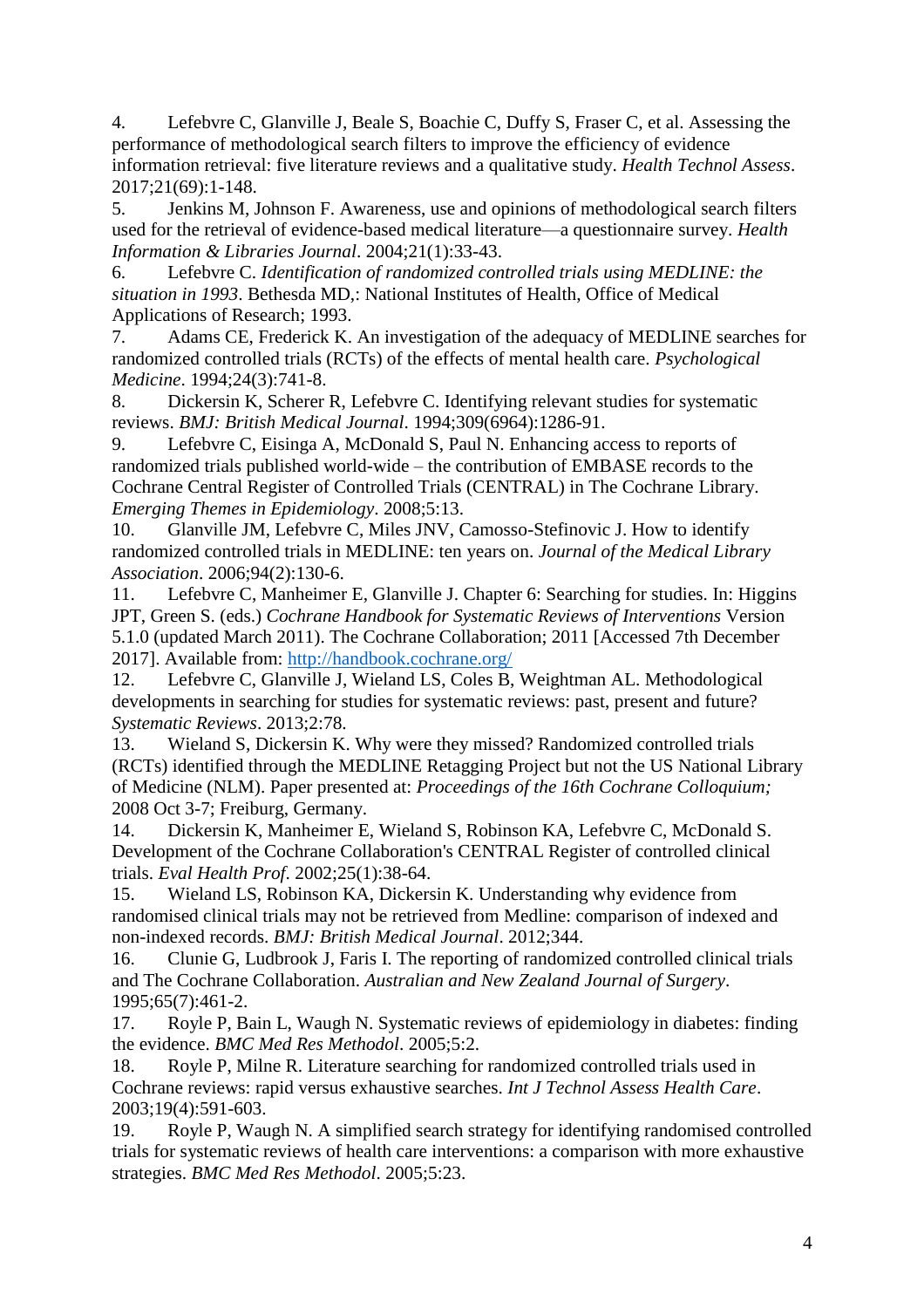4. Lefebvre C, Glanville J, Beale S, Boachie C, Duffy S, Fraser C, et al. Assessing the performance of methodological search filters to improve the efficiency of evidence information retrieval: five literature reviews and a qualitative study. *Health Technol Assess*. 2017;21(69):1-148.
5. Jenkins M, Johnson F. Awareness, use and opinions of methodological search filters used for the retrieval of evidence-based medical literature—a questionnaire survey. *Health Information & Libraries Journal*. 2004;21(1):33-43.
6. Lefebvre C. *Identification of randomized controlled trials using MEDLINE: the situation in 1993*. Bethesda MD,: National Institutes of Health, Office of Medical Applications of Research; 1993.
7. Adams CE, Frederick K. An investigation of the adequacy of MEDLINE searches for randomized controlled trials (RCTs) of the effects of mental health care. *Psychological Medicine*. 1994;24(3):741-8.
8. Dickersin K, Scherer R, Lefebvre C. Identifying relevant studies for systematic reviews. *BMJ: British Medical Journal*. 1994;309(6964):1286-91.
9. Lefebvre C, Eisinga A, McDonald S, Paul N. Enhancing access to reports of randomized trials published world-wide – the contribution of EMBASE records to the Cochrane Central Register of Controlled Trials (CENTRAL) in The Cochrane Library. *Emerging Themes in Epidemiology*. 2008;5:13.
10. Glanville JM, Lefebvre C, Miles JNV, Camosso-Stefinovic J. How to identify randomized controlled trials in MEDLINE: ten years on. *Journal of the Medical Library Association*. 2006;94(2):130-6.
11. Lefebvre C, Manheimer E, Glanville J. Chapter 6: Searching for studies. In: Higgins JPT, Green S. (eds.) *Cochrane Handbook for Systematic Reviews of Interventions* Version 5.1.0 (updated March 2011). The Cochrane Collaboration; 2011 [Accessed 7th December 2017]. Available from: http://handbook.cochrane.org/
12. Lefebvre C, Glanville J, Wieland LS, Coles B, Weightman AL. Methodological developments in searching for studies for systematic reviews: past, present and future? *Systematic Reviews*. 2013;2:78.
13. Wieland S, Dickersin K. Why were they missed? Randomized controlled trials (RCTs) identified through the MEDLINE Retagging Project but not the US National Library of Medicine (NLM). Paper presented at: *Proceedings of the 16th Cochrane Colloquium;* 2008 Oct 3-7; Freiburg, Germany.
14. Dickersin K, Manheimer E, Wieland S, Robinson KA, Lefebvre C, McDonald S. Development of the Cochrane Collaboration's CENTRAL Register of controlled clinical trials. *Eval Health Prof*. 2002;25(1):38-64.
15. Wieland LS, Robinson KA, Dickersin K. Understanding why evidence from randomised clinical trials may not be retrieved from Medline: comparison of indexed and non-indexed records. *BMJ: British Medical Journal*. 2012;344.
16. Clunie G, Ludbrook J, Faris I. The reporting of randomized controlled clinical trials and The Cochrane Collaboration. *Australian and New Zealand Journal of Surgery*. 1995;65(7):461-2.
17. Royle P, Bain L, Waugh N. Systematic reviews of epidemiology in diabetes: finding the evidence. *BMC Med Res Methodol*. 2005;5:2.
18. Royle P, Milne R. Literature searching for randomized controlled trials used in Cochrane reviews: rapid versus exhaustive searches. *Int J Technol Assess Health Care*. 2003;19(4):591-603.
19. Royle P, Waugh N. A simplified search strategy for identifying randomised controlled trials for systematic reviews of health care interventions: a comparison with more exhaustive strategies. *BMC Med Res Methodol*. 2005;5:23.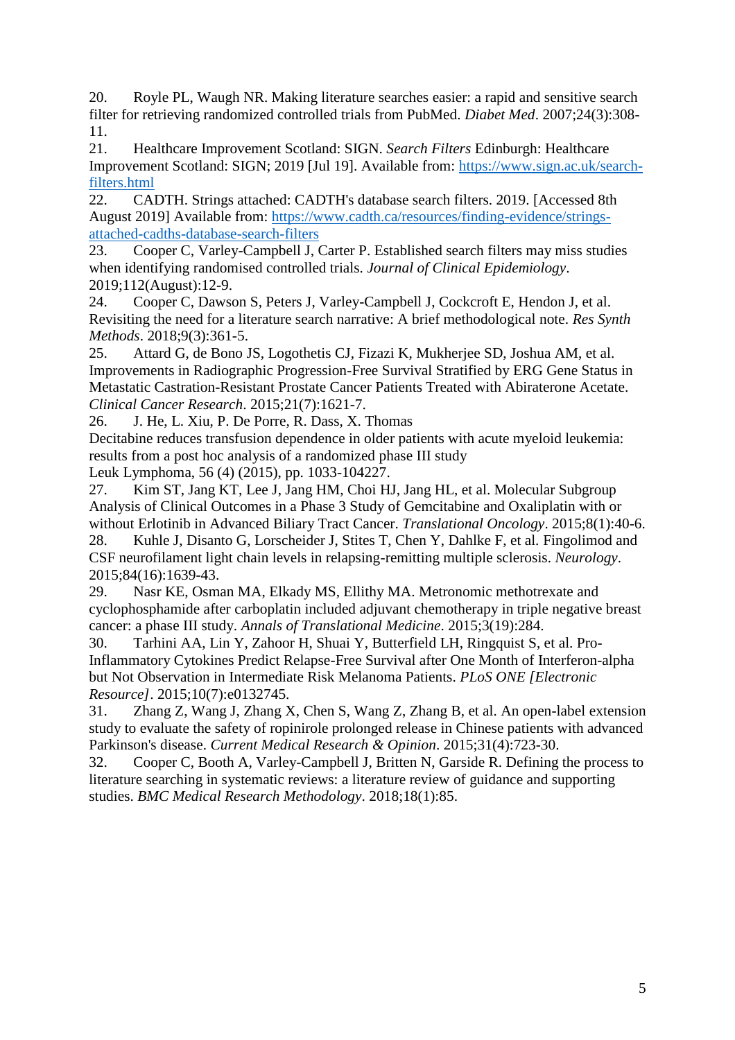20. Royle PL, Waugh NR. Making literature searches easier: a rapid and sensitive search filter for retrieving randomized controlled trials from PubMed. *Diabet Med*. 2007;24(3):308-11.

21. Healthcare Improvement Scotland: SIGN. *Search Filters* Edinburgh: Healthcare Improvement Scotland: SIGN; 2019 [Jul 19]. Available from: https://www.sign.ac.uk/search-filters.html

22. CADTH. Strings attached: CADTH's database search filters. 2019. [Accessed 8th August 2019] Available from: https://www.cadth.ca/resources/finding-evidence/strings-attached-cadths-database-search-filters

23. Cooper C, Varley-Campbell J, Carter P. Established search filters may miss studies when identifying randomised controlled trials. *Journal of Clinical Epidemiology*. 2019;112(August):12-9.

24. Cooper C, Dawson S, Peters J, Varley-Campbell J, Cockcroft E, Hendon J, et al. Revisiting the need for a literature search narrative: A brief methodological note. *Res Synth Methods*. 2018;9(3):361-5.

25. Attard G, de Bono JS, Logothetis CJ, Fizazi K, Mukherjee SD, Joshua AM, et al. Improvements in Radiographic Progression-Free Survival Stratified by ERG Gene Status in Metastatic Castration-Resistant Prostate Cancer Patients Treated with Abiraterone Acetate. *Clinical Cancer Research*. 2015;21(7):1621-7.

26. J. He, L. Xiu, P. De Porre, R. Dass, X. Thomas
Decitabine reduces transfusion dependence in older patients with acute myeloid leukemia: results from a post hoc analysis of a randomized phase III study
Leuk Lymphoma, 56 (4) (2015), pp. 1033-104227.

27. Kim ST, Jang KT, Lee J, Jang HM, Choi HJ, Jang HL, et al. Molecular Subgroup Analysis of Clinical Outcomes in a Phase 3 Study of Gemcitabine and Oxaliplatin with or without Erlotinib in Advanced Biliary Tract Cancer. *Translational Oncology*. 2015;8(1):40-6.

28. Kuhle J, Disanto G, Lorscheider J, Stites T, Chen Y, Dahlke F, et al. Fingolimod and CSF neurofilament light chain levels in relapsing-remitting multiple sclerosis. *Neurology*. 2015;84(16):1639-43.

29. Nasr KE, Osman MA, Elkady MS, Ellithy MA. Metronomic methotrexate and cyclophosphamide after carboplatin included adjuvant chemotherapy in triple negative breast cancer: a phase III study. *Annals of Translational Medicine*. 2015;3(19):284.

30. Tarhini AA, Lin Y, Zahoor H, Shuai Y, Butterfield LH, Ringquist S, et al. Pro-Inflammatory Cytokines Predict Relapse-Free Survival after One Month of Interferon-alpha but Not Observation in Intermediate Risk Melanoma Patients. *PLoS ONE [Electronic Resource]*. 2015;10(7):e0132745.

31. Zhang Z, Wang J, Zhang X, Chen S, Wang Z, Zhang B, et al. An open-label extension study to evaluate the safety of ropinirole prolonged release in Chinese patients with advanced Parkinson's disease. *Current Medical Research & Opinion*. 2015;31(4):723-30.

32. Cooper C, Booth A, Varley-Campbell J, Britten N, Garside R. Defining the process to literature searching in systematic reviews: a literature review of guidance and supporting studies. *BMC Medical Research Methodology*. 2018;18(1):85.